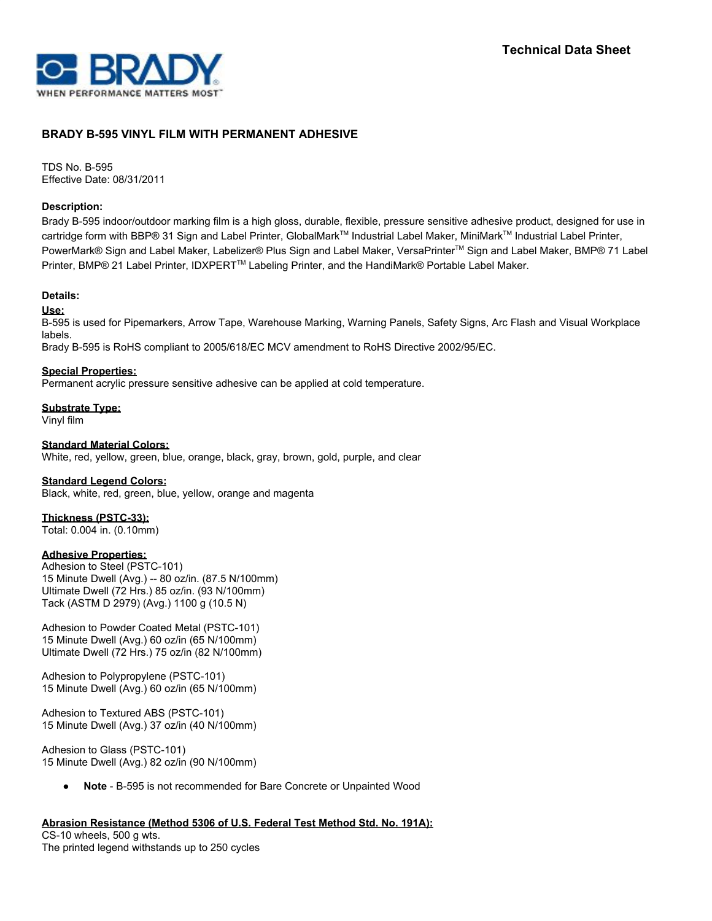Technical Data Sheet

## BRADY B-595 VINYL FILM WITH PERMANENT ADHESIVE

TDS No. B-595
Effective Date: 08/31/2011

**Description:**

Brady B-595 indoor/outdoor marking film is a high gloss, durable, flexible, pressure sensitive adhesive product, designed for use in cartridge form with BBP® 31 Sign and Label Printer, GlobalMark™ Industrial Label Maker, MiniMark™ Industrial Label Printer, PowerMark® Sign and Label Maker, Labelizer® Plus Sign and Label Maker, VersaPrinter™ Sign and Label Maker, BMP® 71 Label Printer, BMP® 21 Label Printer, IDXPERT™ Labeling Printer, and the HandiMark® Portable Label Maker.

**Details:**

**Use:**
B-595 is used for Pipemarkers, Arrow Tape, Warehouse Marking, Warning Panels, Safety Signs, Arc Flash and Visual Workplace labels.
Brady B-595 is RoHS compliant to 2005/618/EC MCV amendment to RoHS Directive 2002/95/EC.

**Special Properties:**
Permanent acrylic pressure sensitive adhesive can be applied at cold temperature.

**Substrate Type:**
Vinyl film

**Standard Material Colors:**
White, red, yellow, green, blue, orange, black, gray, brown, gold, purple, and clear

**Standard Legend Colors:**
Black, white, red, green, blue, yellow, orange and magenta

**Thickness (PSTC-33):**
Total: 0.004 in. (0.10mm)

**Adhesive Properties:**
Adhesion to Steel (PSTC-101)
15 Minute Dwell (Avg.) -- 80 oz/in. (87.5 N/100mm)
Ultimate Dwell (72 Hrs.) 85 oz/in. (93 N/100mm)
Tack (ASTM D 2979) (Avg.) 1100 g (10.5 N)

Adhesion to Powder Coated Metal (PSTC-101)
15 Minute Dwell (Avg.) 60 oz/in (65 N/100mm)
Ultimate Dwell (72 Hrs.) 75 oz/in (82 N/100mm)

Adhesion to Polypropylene (PSTC-101)
15 Minute Dwell (Avg.) 60 oz/in (65 N/100mm)

Adhesion to Textured ABS (PSTC-101)
15 Minute Dwell (Avg.) 37 oz/in (40 N/100mm)

Adhesion to Glass (PSTC-101)
15 Minute Dwell (Avg.) 82 oz/in (90 N/100mm)

- **Note** - B-595 is not recommended for Bare Concrete or Unpainted Wood

**Abrasion Resistance (Method 5306 of U.S. Federal Test Method Std. No. 191A):**
CS-10 wheels, 500 g wts.
The printed legend withstands up to 250 cycles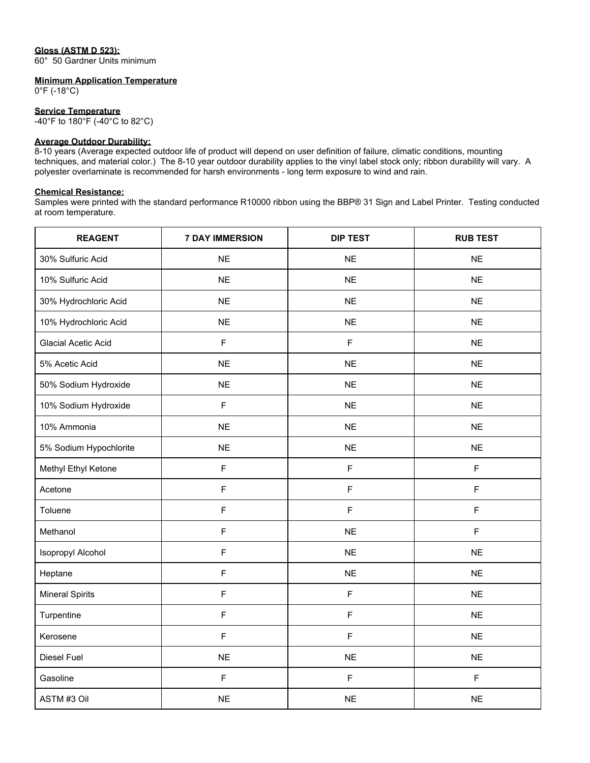**Gloss (ASTM D 523):**
60° 50 Gardner Units minimum

**Minimum Application Temperature**
0°F (-18°C)

**Service Temperature**
-40°F to 180°F (-40°C to 82°C)

**Average Outdoor Durability:**
8-10 years (Average expected outdoor life of product will depend on user definition of failure, climatic conditions, mounting techniques, and material color.) The 8-10 year outdoor durability applies to the vinyl label stock only; ribbon durability will vary. A polyester overlaminate is recommended for harsh environments - long term exposure to wind and rain.

**Chemical Resistance:**
Samples were printed with the standard performance R10000 ribbon using the BBP® 31 Sign and Label Printer. Testing conducted at room temperature.

| REAGENT | 7 DAY IMMERSION | DIP TEST | RUB TEST |
|---|---|---|---|
| 30% Sulfuric Acid | NE | NE | NE |
| 10% Sulfuric Acid | NE | NE | NE |
| 30% Hydrochloric Acid | NE | NE | NE |
| 10% Hydrochloric Acid | NE | NE | NE |
| Glacial Acetic Acid | F | F | NE |
| 5% Acetic Acid | NE | NE | NE |
| 50% Sodium Hydroxide | NE | NE | NE |
| 10% Sodium Hydroxide | F | NE | NE |
| 10% Ammonia | NE | NE | NE |
| 5% Sodium Hypochlorite | NE | NE | NE |
| Methyl Ethyl Ketone | F | F | F |
| Acetone | F | F | F |
| Toluene | F | F | F |
| Methanol | F | NE | F |
| Isopropyl Alcohol | F | NE | NE |
| Heptane | F | NE | NE |
| Mineral Spirits | F | F | NE |
| Turpentine | F | F | NE |
| Kerosene | F | F | NE |
| Diesel Fuel | NE | NE | NE |
| Gasoline | F | F | F |
| ASTM #3 Oil | NE | NE | NE |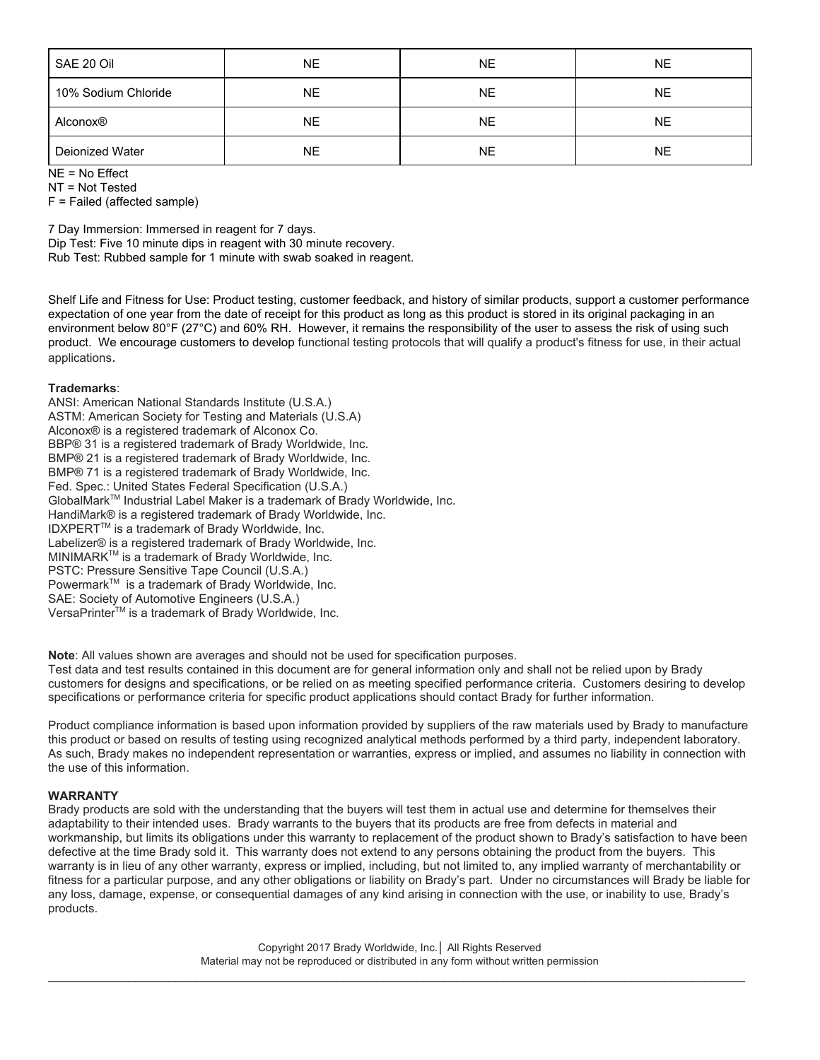| | | | |
|---|---|---|---|
| SAE 20 Oil | NE | NE | NE |
| 10% Sodium Chloride | NE | NE | NE |
| Alconox® | NE | NE | NE |
| Deionized Water | NE | NE | NE |

NE = No Effect
NT = Not Tested
F = Failed (affected sample)

7 Day Immersion: Immersed in reagent for 7 days.
Dip Test: Five 10 minute dips in reagent with 30 minute recovery.
Rub Test: Rubbed sample for 1 minute with swab soaked in reagent.

Shelf Life and Fitness for Use: Product testing, customer feedback, and history of similar products, support a customer performance expectation of one year from the date of receipt for this product as long as this product is stored in its original packaging in an environment below 80°F (27°C) and 60% RH. However, it remains the responsibility of the user to assess the risk of using such product. We encourage customers to develop functional testing protocols that will qualify a product's fitness for use, in their actual applications.

**Trademarks**:
ANSI: American National Standards Institute (U.S.A.)
ASTM: American Society for Testing and Materials (U.S.A)
Alconox® is a registered trademark of Alconox Co.
BBP® 31 is a registered trademark of Brady Worldwide, Inc.
BMP® 21 is a registered trademark of Brady Worldwide, Inc.
BMP® 71 is a registered trademark of Brady Worldwide, Inc.
Fed. Spec.: United States Federal Specification (U.S.A.)
GlobalMark™ Industrial Label Maker is a trademark of Brady Worldwide, Inc.
HandiMark® is a registered trademark of Brady Worldwide, Inc.
IDXPERT™ is a trademark of Brady Worldwide, Inc.
Labelizer® is a registered trademark of Brady Worldwide, Inc.
MINIMARK™ is a trademark of Brady Worldwide, Inc.
PSTC: Pressure Sensitive Tape Council (U.S.A.)
Powermark™ is a trademark of Brady Worldwide, Inc.
SAE: Society of Automotive Engineers (U.S.A.)
VersaPrinter™ is a trademark of Brady Worldwide, Inc.

**Note**: All values shown are averages and should not be used for specification purposes.
Test data and test results contained in this document are for general information only and shall not be relied upon by Brady customers for designs and specifications, or be relied on as meeting specified performance criteria. Customers desiring to develop specifications or performance criteria for specific product applications should contact Brady for further information.

Product compliance information is based upon information provided by suppliers of the raw materials used by Brady to manufacture this product or based on results of testing using recognized analytical methods performed by a third party, independent laboratory. As such, Brady makes no independent representation or warranties, express or implied, and assumes no liability in connection with the use of this information.

**WARRANTY**
Brady products are sold with the understanding that the buyers will test them in actual use and determine for themselves their adaptability to their intended uses. Brady warrants to the buyers that its products are free from defects in material and workmanship, but limits its obligations under this warranty to replacement of the product shown to Brady's satisfaction to have been defective at the time Brady sold it. This warranty does not extend to any persons obtaining the product from the buyers. This warranty is in lieu of any other warranty, express or implied, including, but not limited to, any implied warranty of merchantability or fitness for a particular purpose, and any other obligations or liability on Brady's part. Under no circumstances will Brady be liable for any loss, damage, expense, or consequential damages of any kind arising in connection with the use, or inability to use, Brady's products.

Copyright 2017 Brady Worldwide, Inc.│ All Rights Reserved
Material may not be reproduced or distributed in any form without written permission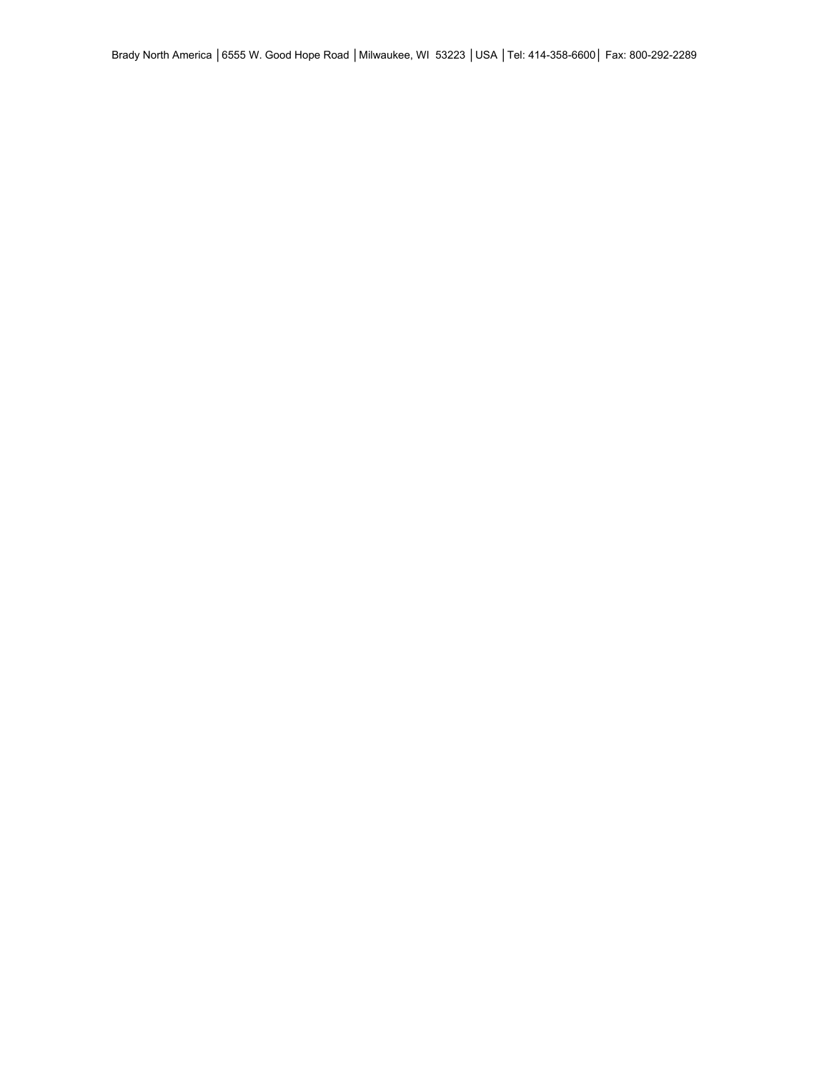Brady North America │6555 W. Good Hope Road │Milwaukee, WI 53223 │USA │Tel: 414-358-6600│ Fax: 800-292-2289